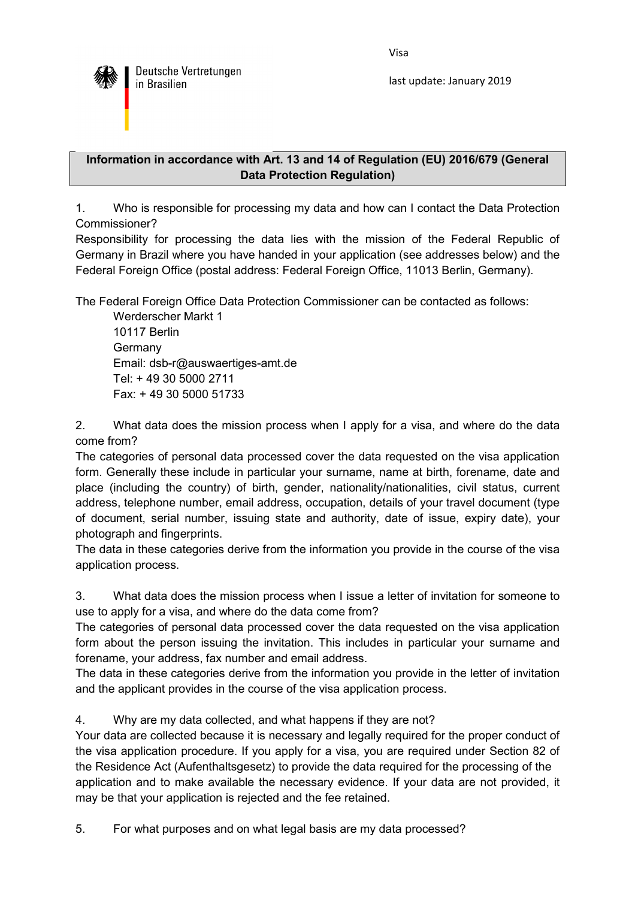Deutsche Vertretungen in Brasilien

Visa

last update: January 2019

## Information in accordance with Art. 13 and 14 of Regulation (EU) 2016/679 (General Data Protection Regulation)

1. Who is responsible for processing my data and how can I contact the Data Protection Commissioner?

Responsibility for processing the data lies with the mission of the Federal Republic of Germany in Brazil where you have handed in your application (see addresses below) and the Federal Foreign Office (postal address: Federal Foreign Office, 11013 Berlin, Germany).

The Federal Foreign Office Data Protection Commissioner can be contacted as follows:

Werderscher Markt 1
10117 Berlin
Germany
Email: dsb-r@auswaertiges-amt.de
Tel: + 49 30 5000 2711
Fax: + 49 30 5000 51733

2. What data does the mission process when I apply for a visa, and where do the data come from?

The categories of personal data processed cover the data requested on the visa application form. Generally these include in particular your surname, name at birth, forename, date and place (including the country) of birth, gender, nationality/nationalities, civil status, current address, telephone number, email address, occupation, details of your travel document (type of document, serial number, issuing state and authority, date of issue, expiry date), your photograph and fingerprints.

The data in these categories derive from the information you provide in the course of the visa application process.

3. What data does the mission process when I issue a letter of invitation for someone to use to apply for a visa, and where do the data come from?

The categories of personal data processed cover the data requested on the visa application form about the person issuing the invitation. This includes in particular your surname and forename, your address, fax number and email address.

The data in these categories derive from the information you provide in the letter of invitation and the applicant provides in the course of the visa application process.

4. Why are my data collected, and what happens if they are not?

Your data are collected because it is necessary and legally required for the proper conduct of the visa application procedure. If you apply for a visa, you are required under Section 82 of the Residence Act (Aufenthaltsgesetz) to provide the data required for the processing of the application and to make available the necessary evidence. If your data are not provided, it may be that your application is rejected and the fee retained.

5. For what purposes and on what legal basis are my data processed?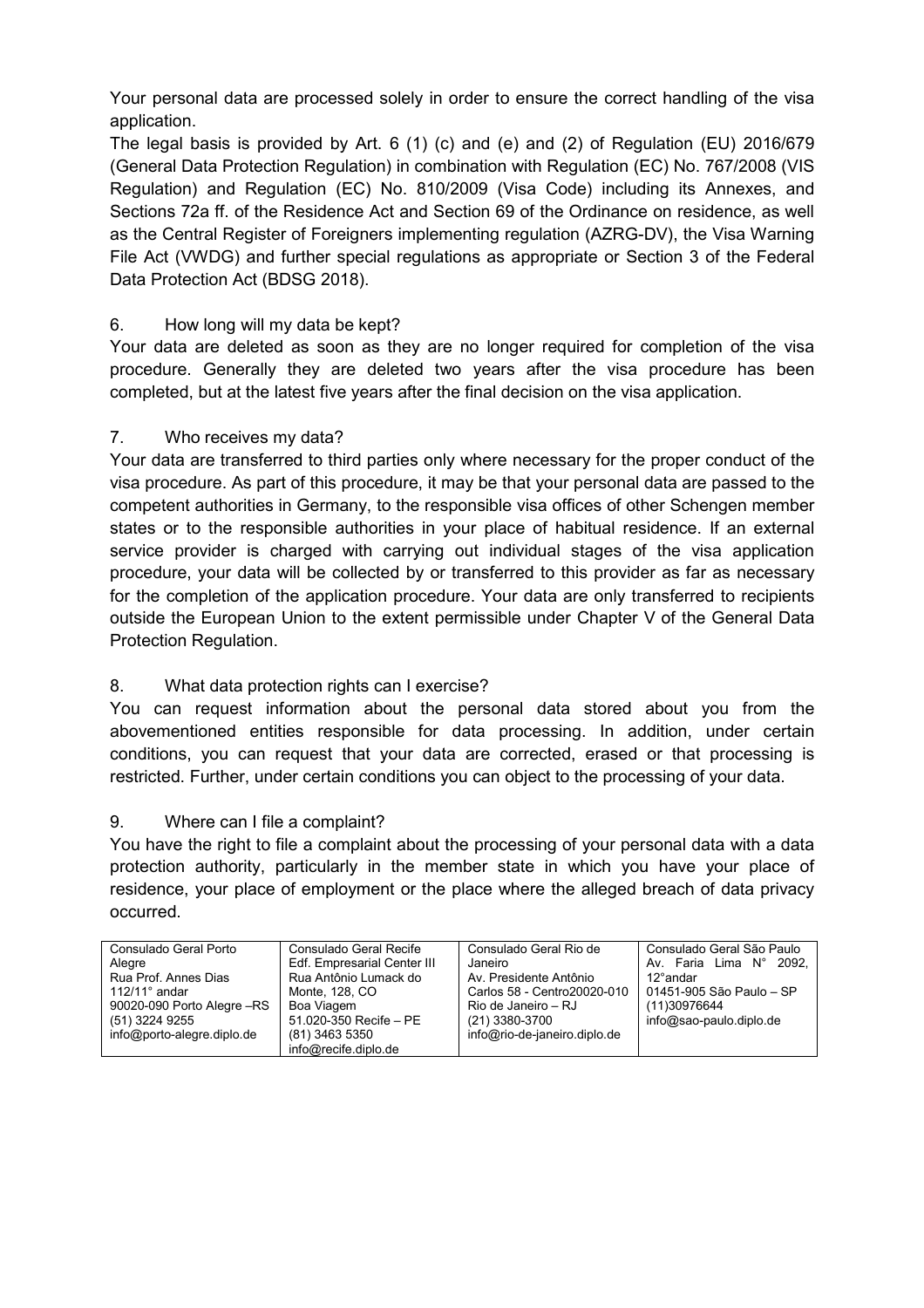Your personal data are processed solely in order to ensure the correct handling of the visa application.

The legal basis is provided by Art. 6 (1) (c) and (e) and (2) of Regulation (EU) 2016/679 (General Data Protection Regulation) in combination with Regulation (EC) No. 767/2008 (VIS Regulation) and Regulation (EC) No. 810/2009 (Visa Code) including its Annexes, and Sections 72a ff. of the Residence Act and Section 69 of the Ordinance on residence, as well as the Central Register of Foreigners implementing regulation (AZRG-DV), the Visa Warning File Act (VWDG) and further special regulations as appropriate or Section 3 of the Federal Data Protection Act (BDSG 2018).

## 6. How long will my data be kept?

Your data are deleted as soon as they are no longer required for completion of the visa procedure. Generally they are deleted two years after the visa procedure has been completed, but at the latest five years after the final decision on the visa application.

## 7. Who receives my data?

Your data are transferred to third parties only where necessary for the proper conduct of the visa procedure. As part of this procedure, it may be that your personal data are passed to the competent authorities in Germany, to the responsible visa offices of other Schengen member states or to the responsible authorities in your place of habitual residence. If an external service provider is charged with carrying out individual stages of the visa application procedure, your data will be collected by or transferred to this provider as far as necessary for the completion of the application procedure. Your data are only transferred to recipients outside the European Union to the extent permissible under Chapter V of the General Data Protection Regulation.

## 8. What data protection rights can I exercise?

You can request information about the personal data stored about you from the abovementioned entities responsible for data processing. In addition, under certain conditions, you can request that your data are corrected, erased or that processing is restricted. Further, under certain conditions you can object to the processing of your data.

## 9. Where can I file a complaint?

You have the right to file a complaint about the processing of your personal data with a data protection authority, particularly in the member state in which you have your place of residence, your place of employment or the place where the alleged breach of data privacy occurred.

| | | | |
|---|---|---|---|
| Consulado Geral Porto Alegre<br>Rua Prof. Annes Dias 112/11° andar<br>90020-090 Porto Alegre –RS<br>(51) 3224 9255<br>info@porto-alegre.diplo.de | Consulado Geral Recife<br>Edf. Empresarial Center III<br>Rua Antônio Lumack do Monte, 128, CO<br>Boa Viagem<br>51.020-350 Recife – PE<br>(81) 3463 5350<br>info@recife.diplo.de | Consulado Geral Rio de Janeiro<br>Av. Presidente Antônio Carlos 58 - Centro20020-010<br>Rio de Janeiro – RJ<br>(21) 3380-3700<br>info@rio-de-janeiro.diplo.de | Consulado Geral São Paulo<br>Av. Faria Lima N° 2092, 12°andar<br>01451-905 São Paulo – SP<br>(11)30976644<br>info@sao-paulo.diplo.de |